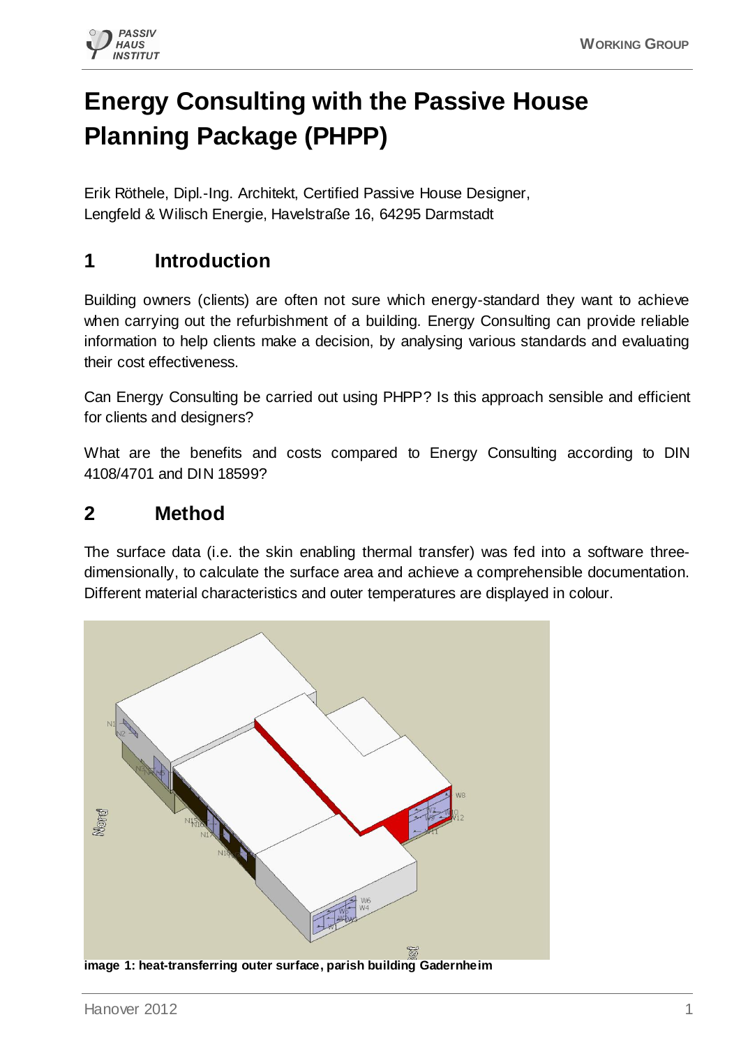# Energy Consulting with the Passive House Planning Package (PHPP)

Erik Röthele, Dipl.-Ing. Architekt, Certified Passive House Designer,
Lengfeld & Wilisch Energie, Havelstraße 16, 64295 Darmstadt

## 1 Introduction

Building owners (clients) are often not sure which energy-standard they want to achieve when carrying out the refurbishment of a building. Energy Consulting can provide reliable information to help clients make a decision, by analysing various standards and evaluating their cost effectiveness.

Can Energy Consulting be carried out using PHPP? Is this approach sensible and efficient for clients and designers?

What are the benefits and costs compared to Energy Consulting according to DIN 4108/4701 and DIN 18599?

## 2 Method

The surface data (i.e. the skin enabling thermal transfer) was fed into a software three-dimensionally, to calculate the surface area and achieve a comprehensible documentation. Different material characteristics and outer temperatures are displayed in colour.

**image 1: heat-transferring outer surface, parish building Gadernheim**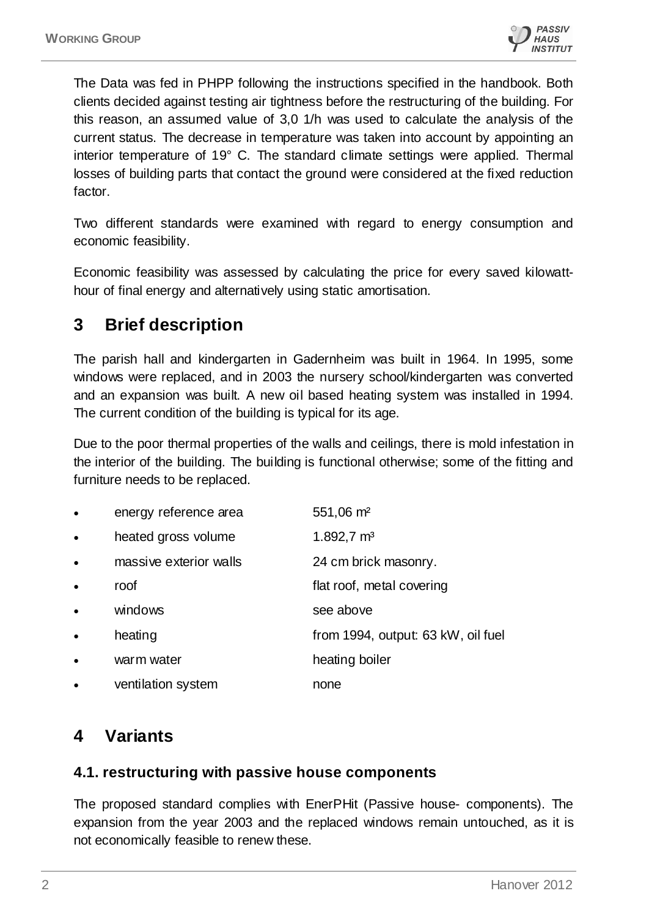The Data was fed in PHPP following the instructions specified in the handbook. Both clients decided against testing air tightness before the restructuring of the building. For this reason, an assumed value of 3,0 1/h was used to calculate the analysis of the current status. The decrease in temperature was taken into account by appointing an interior temperature of 19° C. The standard climate settings were applied. Thermal losses of building parts that contact the ground were considered at the fixed reduction factor.

Two different standards were examined with regard to energy consumption and economic feasibility.

Economic feasibility was assessed by calculating the price for every saved kilowatt-hour of final energy and alternatively using static amortisation.

## 3 Brief description

The parish hall and kindergarten in Gadernheim was built in 1964. In 1995, some windows were replaced, and in 2003 the nursery school/kindergarten was converted and an expansion was built. A new oil based heating system was installed in 1994. The current condition of the building is typical for its age.

Due to the poor thermal properties of the walls and ceilings, there is mold infestation in the interior of the building. The building is functional otherwise; some of the fitting and furniture needs to be replaced.

- energy reference area 551,06 m²
- heated gross volume 1.892,7 m³
- massive exterior walls 24 cm brick masonry.
- roof flat roof, metal covering
- windows see above
- heating from 1994, output: 63 kW, oil fuel
- warm water heating boiler
- ventilation system none

## 4 Variants

### 4.1. restructuring with passive house components

The proposed standard complies with EnerPHit (Passive house- components). The expansion from the year 2003 and the replaced windows remain untouched, as it is not economically feasible to renew these.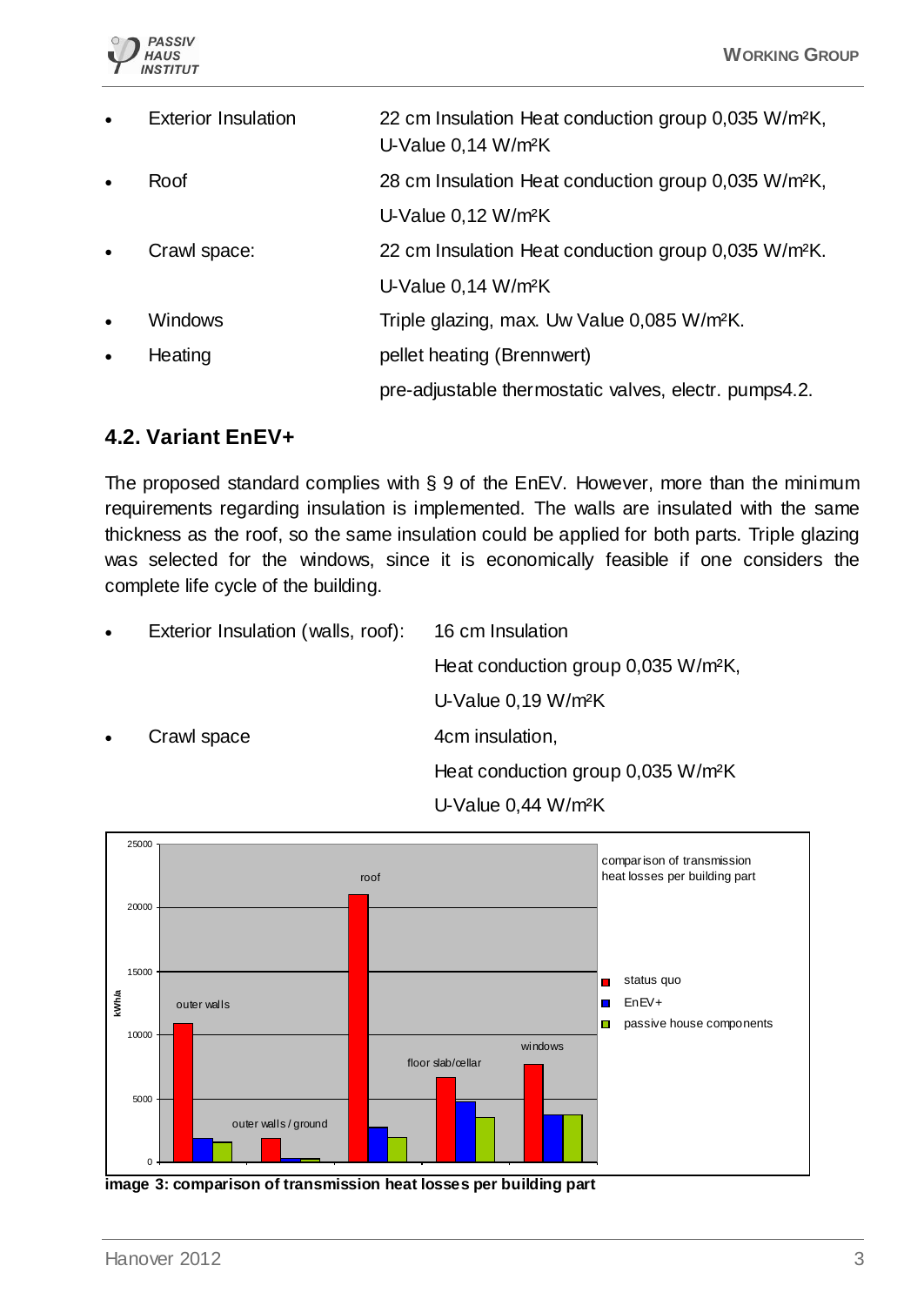- Exterior Insulation: 22 cm Insulation Heat conduction group 0,035 W/m²K, U-Value 0,14 W/m²K
- Roof: 28 cm Insulation Heat conduction group 0,035 W/m²K, U-Value 0,12 W/m²K
- Crawl space: 22 cm Insulation Heat conduction group 0,035 W/m²K. U-Value 0,14 W/m²K
- Windows: Triple glazing, max. Uw Value 0,085 W/m²K.
- Heating: pellet heating (Brennwert) pre-adjustable thermostatic valves, electr. pumps4.2.

## 4.2. Variant EnEV+

The proposed standard complies with § 9 of the EnEV. However, more than the minimum requirements regarding insulation is implemented. The walls are insulated with the same thickness as the roof, so the same insulation could be applied for both parts. Triple glazing was selected for the windows, since it is economically feasible if one considers the complete life cycle of the building.

- Exterior Insulation (walls, roof): 16 cm Insulation Heat conduction group 0,035 W/m²K, U-Value 0,19 W/m²K
- Crawl space: 4cm insulation, Heat conduction group 0,035 W/m²K U-Value 0,44 W/m²K

**image 3: comparison of transmission heat losses per building part**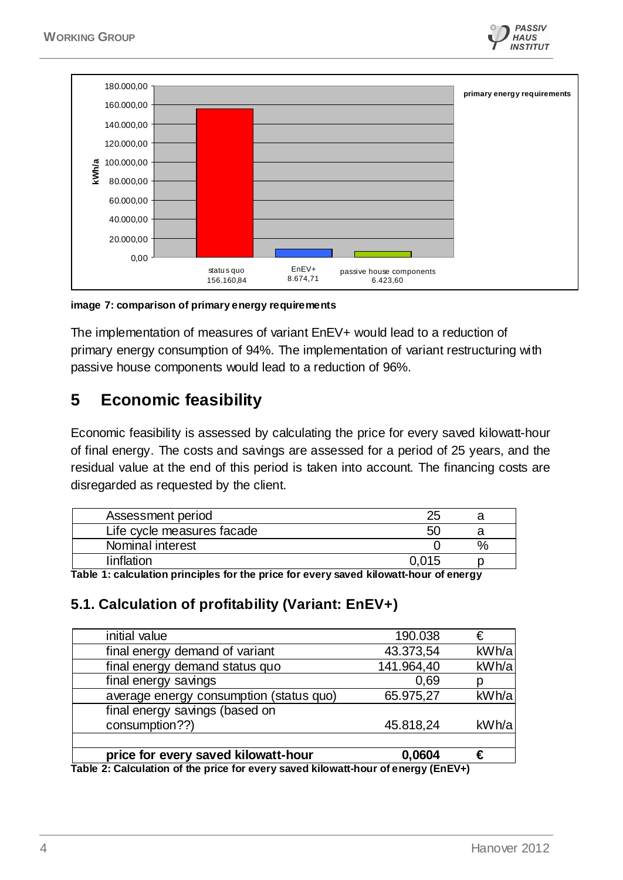image 7: comparison of primary energy requirements

The implementation of measures of variant EnEV+ would lead to a reduction of primary energy consumption of 94%. The implementation of variant restructuring with passive house components would lead to a reduction of 96%.

# 5 Economic feasibility

Economic feasibility is assessed by calculating the price for every saved kilowatt-hour of final energy. The costs and savings are assessed for a period of 25 years, and the residual value at the end of this period is taken into account. The financing costs are disregarded as requested by the client.

| | | |
|---|---|---|
| Assessment period | 25 | a |
| Life cycle measures facade | 50 | a |
| Nominal interest | 0 | % |
| Iinflation | 0,015 | p |

**Table 1: calculation principles for the price for every saved kilowatt-hour of energy**

## 5.1. Calculation of profitability (Variant: EnEV+)

| | | |
|---|---|---|
| initial value | 190.038 | € |
| final energy demand of variant | 43.373,54 | kWh/a |
| final energy demand status quo | 141.964,40 | kWh/a |
| final energy savings | 0,69 | p |
| average energy consumption (status quo) | 65.975,27 | kWh/a |
| final energy savings (based on consumption??) | 45.818,24 | kWh/a |
| | | |
| **price for every saved kilowatt-hour** | **0,0604** | **€** |

**Table 2: Calculation of the price for every saved kilowatt-hour of energy (EnEV+)**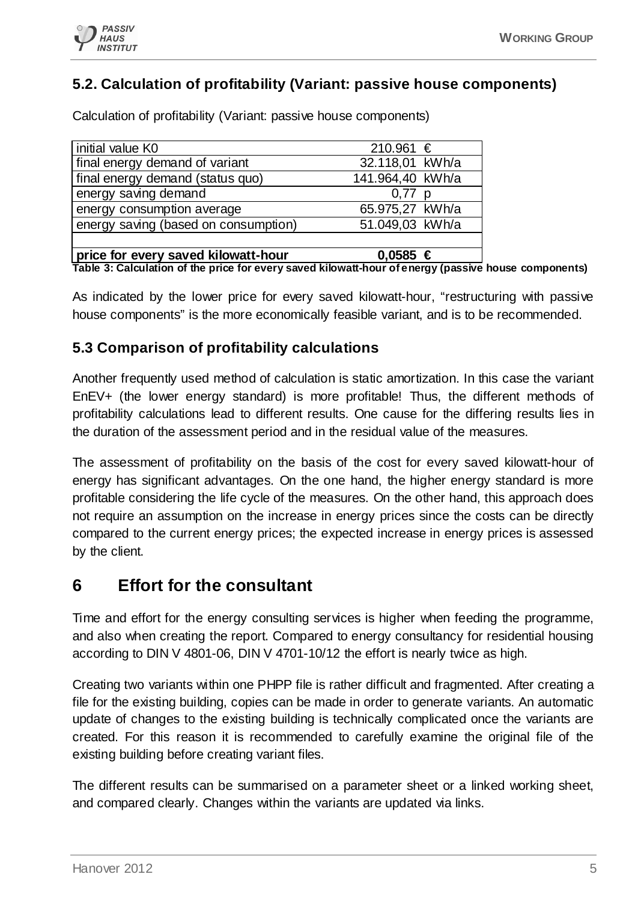## 5.2. Calculation of profitability (Variant: passive house components)

Calculation of profitability (Variant: passive house components)

| | | |
|---|---|---|
| initial value K0 | 210.961 | € |
| final energy demand of variant | 32.118,01 | kWh/a |
| final energy demand (status quo) | 141.964,40 | kWh/a |
| energy saving demand | 0,77 | p |
| energy consumption average | 65.975,27 | kWh/a |
| energy saving (based on consumption) | 51.049,03 | kWh/a |
| | | |
| **price for every saved kilowatt-hour** | **0,0585** | **€** |

**Table 3: Calculation of the price for every saved kilowatt-hour of energy (passive house components)**

As indicated by the lower price for every saved kilowatt-hour, "restructuring with passive house components" is the more economically feasible variant, and is to be recommended.

### 5.3 Comparison of profitability calculations

Another frequently used method of calculation is static amortization. In this case the variant EnEV+ (the lower energy standard) is more profitable! Thus, the different methods of profitability calculations lead to different results. One cause for the differing results lies in the duration of the assessment period and in the residual value of the measures.

The assessment of profitability on the basis of the cost for every saved kilowatt-hour of energy has significant advantages. On the one hand, the higher energy standard is more profitable considering the life cycle of the measures. On the other hand, this approach does not require an assumption on the increase in energy prices since the costs can be directly compared to the current energy prices; the expected increase in energy prices is assessed by the client.

# 6 Effort for the consultant

Time and effort for the energy consulting services is higher when feeding the programme, and also when creating the report. Compared to energy consultancy for residential housing according to DIN V 4801-06, DIN V 4701-10/12 the effort is nearly twice as high.

Creating two variants within one PHPP file is rather difficult and fragmented. After creating a file for the existing building, copies can be made in order to generate variants. An automatic update of changes to the existing building is technically complicated once the variants are created. For this reason it is recommended to carefully examine the original file of the existing building before creating variant files.

The different results can be summarised on a parameter sheet or a linked working sheet, and compared clearly. Changes within the variants are updated via links.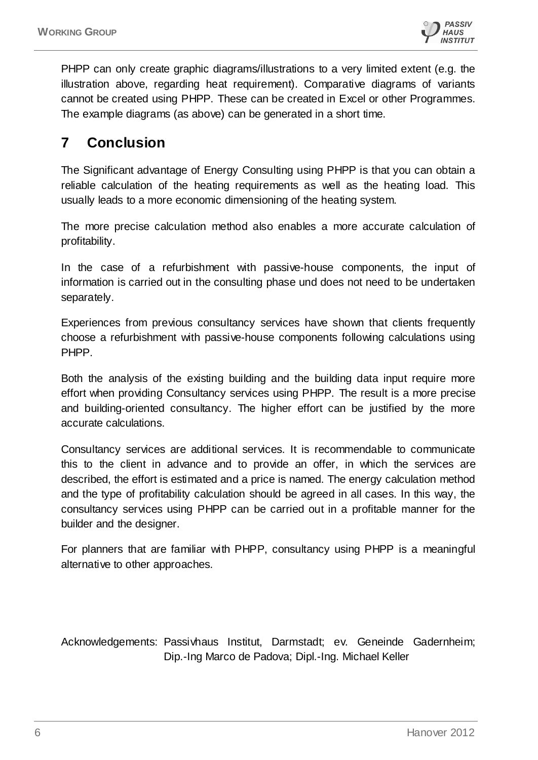PHPP can only create graphic diagrams/illustrations to a very limited extent (e.g. the illustration above, regarding heat requirement). Comparative diagrams of variants cannot be created using PHPP. These can be created in Excel or other Programmes. The example diagrams (as above) can be generated in a short time.

## 7 Conclusion

The Significant advantage of Energy Consulting using PHPP is that you can obtain a reliable calculation of the heating requirements as well as the heating load. This usually leads to a more economic dimensioning of the heating system.

The more precise calculation method also enables a more accurate calculation of profitability.

In the case of a refurbishment with passive-house components, the input of information is carried out in the consulting phase und does not need to be undertaken separately.

Experiences from previous consultancy services have shown that clients frequently choose a refurbishment with passive-house components following calculations using PHPP.

Both the analysis of the existing building and the building data input require more effort when providing Consultancy services using PHPP. The result is a more precise and building-oriented consultancy. The higher effort can be justified by the more accurate calculations.

Consultancy services are additional services. It is recommendable to communicate this to the client in advance and to provide an offer, in which the services are described, the effort is estimated and a price is named. The energy calculation method and the type of profitability calculation should be agreed in all cases. In this way, the consultancy services using PHPP can be carried out in a profitable manner for the builder and the designer.

For planners that are familiar with PHPP, consultancy using PHPP is a meaningful alternative to other approaches.

Acknowledgements: Passivhaus Institut, Darmstadt; ev. Geneinde Gadernheim; Dip.-Ing Marco de Padova; Dipl.-Ing. Michael Keller